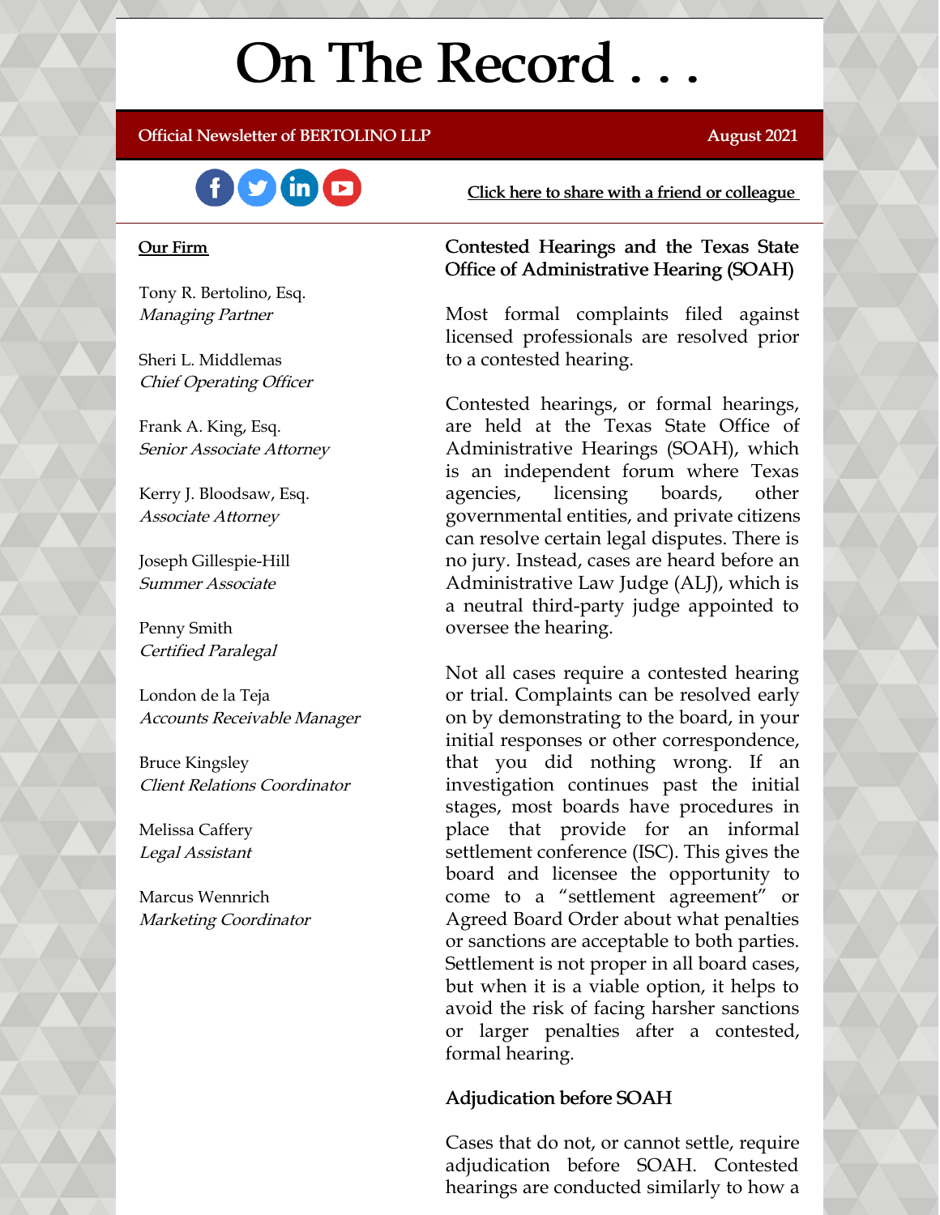# On The Record . . .

Official Newsletter of BERTOLINO LLP | August 2021

Click here to share with a friend or colleague

**Our Firm**

Tony R. Bertolino, Esq.
*Managing Partner*

Sheri L. Middlemas
*Chief Operating Officer*

Frank A. King, Esq.
*Senior Associate Attorney*

Kerry J. Bloodsaw, Esq.
*Associate Attorney*

Joseph Gillespie-Hill
*Summer Associate*

Penny Smith
*Certified Paralegal*

London de la Teja
*Accounts Receivable Manager*

Bruce Kingsley
*Client Relations Coordinator*

Melissa Caffery
*Legal Assistant*

Marcus Wennrich
*Marketing Coordinator*

## Contested Hearings and the Texas State Office of Administrative Hearing (SOAH)

Most formal complaints filed against licensed professionals are resolved prior to a contested hearing.

Contested hearings, or formal hearings, are held at the Texas State Office of Administrative Hearings (SOAH), which is an independent forum where Texas agencies, licensing boards, other governmental entities, and private citizens can resolve certain legal disputes. There is no jury. Instead, cases are heard before an Administrative Law Judge (ALJ), which is a neutral third-party judge appointed to oversee the hearing.

Not all cases require a contested hearing or trial. Complaints can be resolved early on by demonstrating to the board, in your initial responses or other correspondence, that you did nothing wrong. If an investigation continues past the initial stages, most boards have procedures in place that provide for an informal settlement conference (ISC). This gives the board and licensee the opportunity to come to a "settlement agreement" or Agreed Board Order about what penalties or sanctions are acceptable to both parties. Settlement is not proper in all board cases, but when it is a viable option, it helps to avoid the risk of facing harsher sanctions or larger penalties after a contested, formal hearing.

### Adjudication before SOAH

Cases that do not, or cannot settle, require adjudication before SOAH. Contested hearings are conducted similarly to how a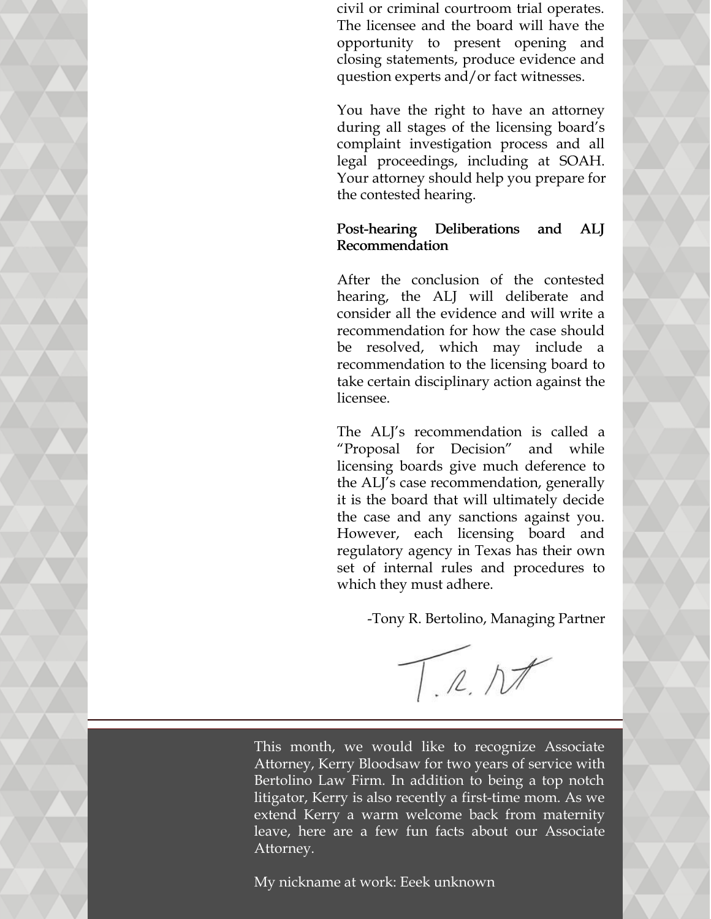civil or criminal courtroom trial operates. The licensee and the board will have the opportunity to present opening and closing statements, produce evidence and question experts and/or fact witnesses.

You have the right to have an attorney during all stages of the licensing board's complaint investigation process and all legal proceedings, including at SOAH. Your attorney should help you prepare for the contested hearing.

**Post-hearing Deliberations and ALJ Recommendation**

After the conclusion of the contested hearing, the ALJ will deliberate and consider all the evidence and will write a recommendation for how the case should be resolved, which may include a recommendation to the licensing board to take certain disciplinary action against the licensee.

The ALJ's recommendation is called a "Proposal for Decision" and while licensing boards give much deference to the ALJ's case recommendation, generally it is the board that will ultimately decide the case and any sanctions against you. However, each licensing board and regulatory agency in Texas has their own set of internal rules and procedures to which they must adhere.

-Tony R. Bertolino, Managing Partner

---

This month, we would like to recognize Associate Attorney, Kerry Bloodsaw for two years of service with Bertolino Law Firm. In addition to being a top notch litigator, Kerry is also recently a first-time mom. As we extend Kerry a warm welcome back from maternity leave, here are a few fun facts about our Associate Attorney.

My nickname at work: Eeek unknown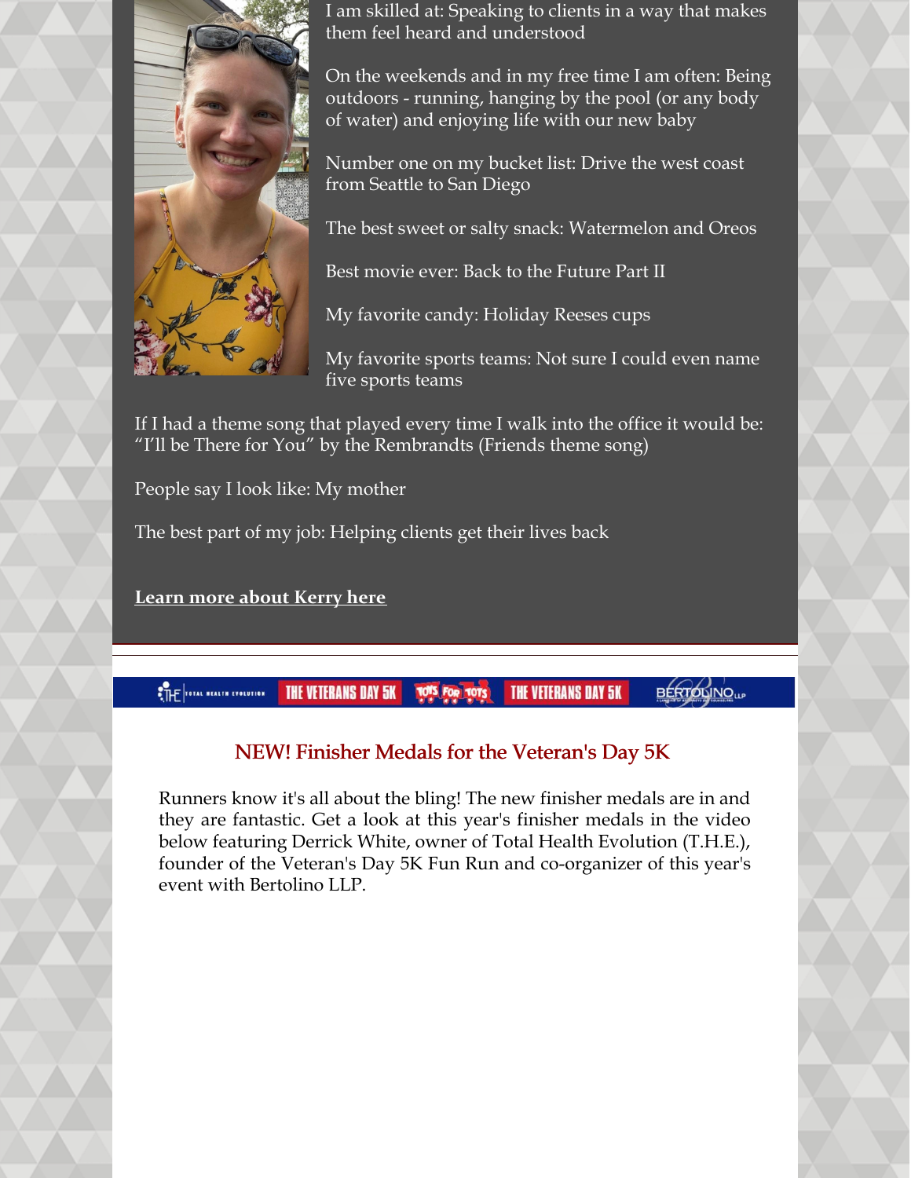I am skilled at: Speaking to clients in a way that makes them feel heard and understood

On the weekends and in my free time I am often: Being outdoors - running, hanging by the pool (or any body of water) and enjoying life with our new baby

Number one on my bucket list: Drive the west coast from Seattle to San Diego

The best sweet or salty snack: Watermelon and Oreos

Best movie ever: Back to the Future Part II

My favorite candy: Holiday Reeses cups

My favorite sports teams: Not sure I could even name five sports teams

If I had a theme song that played every time I walk into the office it would be: "I'll be There for You" by the Rembrandts (Friends theme song)

People say I look like: My mother

The best part of my job: Helping clients get their lives back

**Learn more about Kerry here**

---

THE TOTAL HEALTH EVOLUTION | THE VETERANS DAY 5K | TOYS FOR TOTS | THE VETERANS DAY 5K | BERTOLINO LLP

## NEW! Finisher Medals for the Veteran's Day 5K

Runners know it's all about the bling! The new finisher medals are in and they are fantastic. Get a look at this year's finisher medals in the video below featuring Derrick White, owner of Total Health Evolution (T.H.E.), founder of the Veteran's Day 5K Fun Run and co-organizer of this year's event with Bertolino LLP.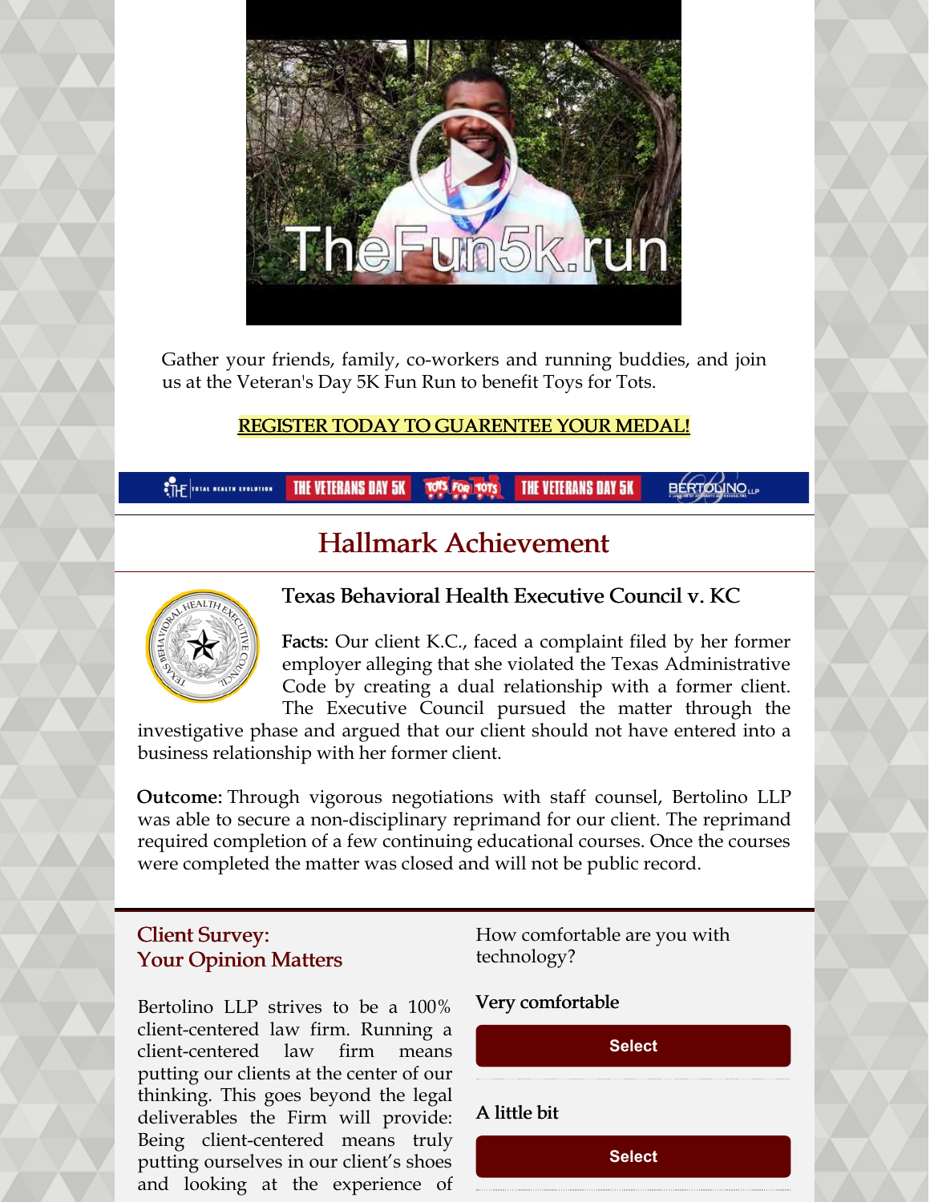TheFun5k.run

Gather your friends, family, co-workers and running buddies, and join us at the Veteran's Day 5K Fun Run to benefit Toys for Tots.

**REGISTER TODAY TO GUARENTEE YOUR MEDAL!**

THE VETERANS DAY 5K TOYS FOR TOTS THE VETERANS DAY 5K BERTOLINO LLP

## Hallmark Achievement

### Texas Behavioral Health Executive Council v. KC

**Facts:** Our client K.C., faced a complaint filed by her former employer alleging that she violated the Texas Administrative Code by creating a dual relationship with a former client. The Executive Council pursued the matter through the investigative phase and argued that our client should not have entered into a business relationship with her former client.

**Outcome:** Through vigorous negotiations with staff counsel, Bertolino LLP was able to secure a non-disciplinary reprimand for our client. The reprimand required completion of a few continuing educational courses. Once the courses were completed the matter was closed and will not be public record.

## Client Survey: Your Opinion Matters

Bertolino LLP strives to be a 100% client-centered law firm. Running a client-centered law firm means putting our clients at the center of our thinking. This goes beyond the legal deliverables the Firm will provide: Being client-centered means truly putting ourselves in our client's shoes and looking at the experience of

How comfortable are you with technology?

**Very comfortable**

Select

**A little bit**

Select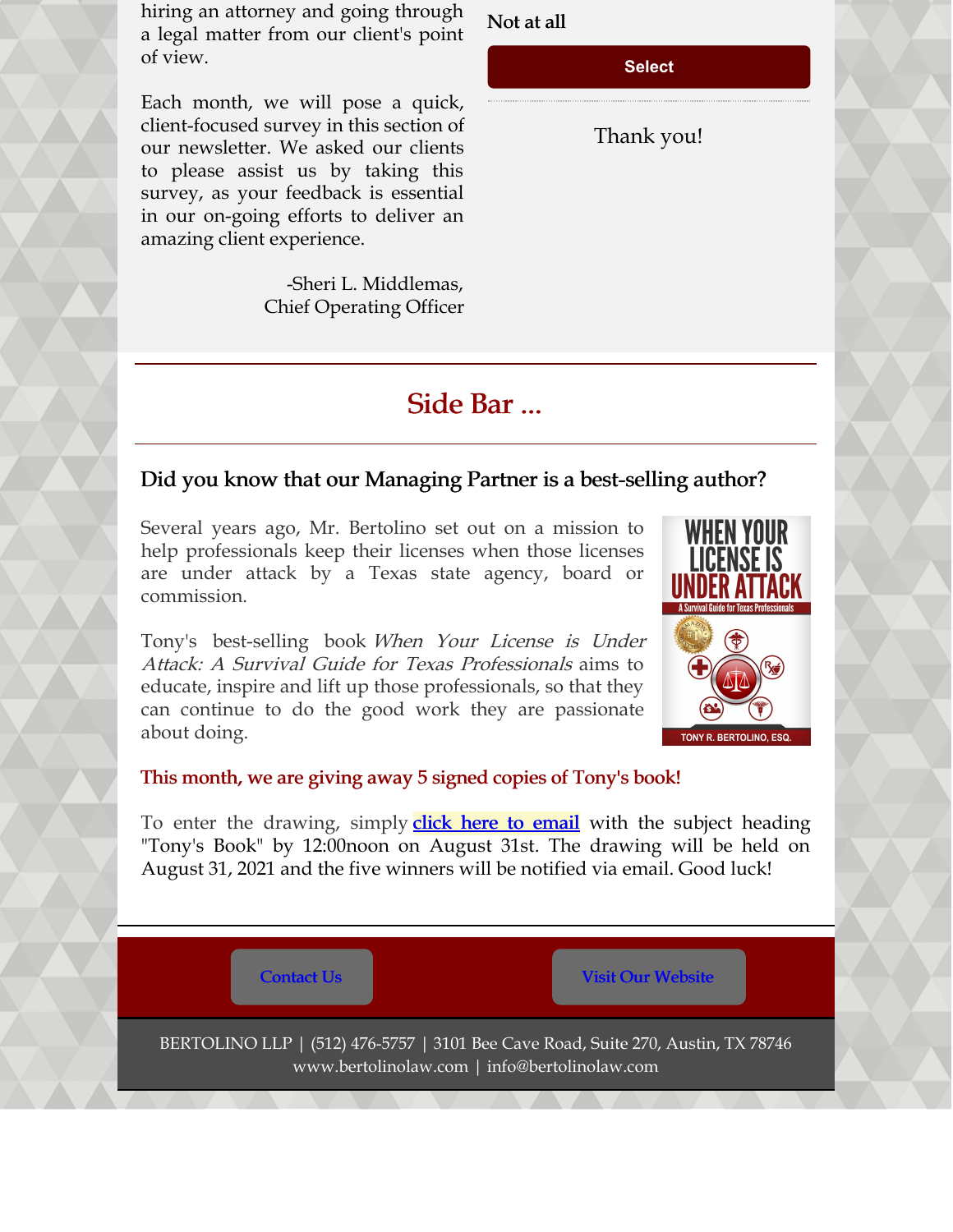hiring an attorney and going through a legal matter from our client's point of view.

Each month, we will pose a quick, client-focused survey in this section of our newsletter. We asked our clients to please assist us by taking this survey, as your feedback is essential in our on-going efforts to deliver an amazing client experience.

-Sheri L. Middlemas,
Chief Operating Officer

Not at all

Select

Thank you!

## Side Bar ...

### Did you know that our Managing Partner is a best-selling author?

Several years ago, Mr. Bertolino set out on a mission to help professionals keep their licenses when those licenses are under attack by a Texas state agency, board or commission.

Tony's best-selling book *When Your License is Under Attack: A Survival Guide for Texas Professionals* aims to educate, inspire and lift up those professionals, so that they can continue to do the good work they are passionate about doing.

**This month, we are giving away 5 signed copies of Tony's book!**

To enter the drawing, simply click here to email with the subject heading "Tony's Book" by 12:00noon on August 31st. The drawing will be held on August 31, 2021 and the five winners will be notified via email. Good luck!

Contact Us | Visit Our Website

BERTOLINO LLP | (512) 476-5757 | 3101 Bee Cave Road, Suite 270, Austin, TX 78746
www.bertolinolaw.com | info@bertolinolaw.com